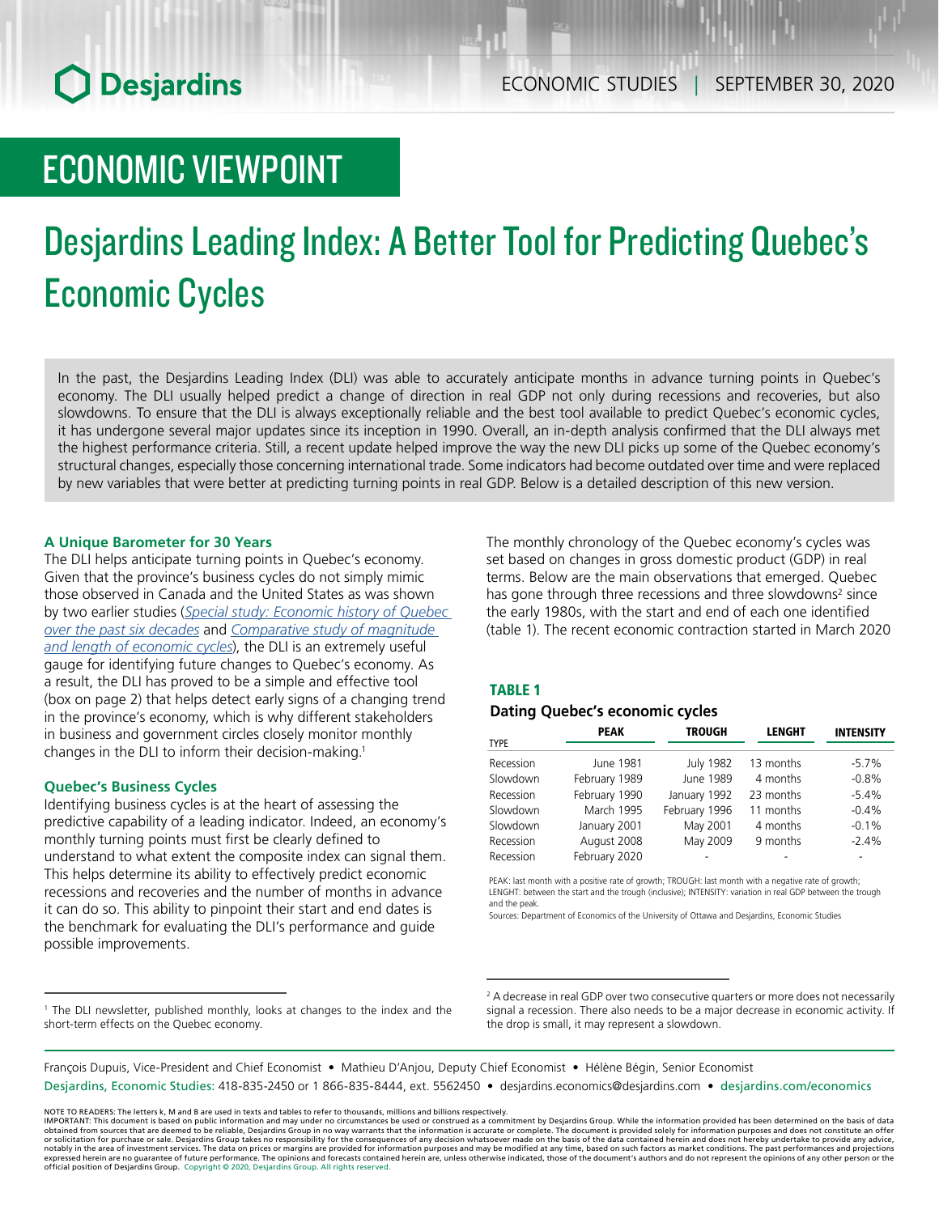# ECONOMIC VIEWPOINT

# Desjardins Leading Index: A Better Tool for Predicting Quebec's Economic Cycles

In the past, the Desjardins Leading Index (DLI) was able to accurately anticipate months in advance turning points in Quebec's economy. The DLI usually helped predict a change of direction in real GDP not only during recessions and recoveries, but also slowdowns. To ensure that the DLI is always exceptionally reliable and the best tool available to predict Quebec's economic cycles, it has undergone several major updates since its inception in 1990. Overall, an in-depth analysis confirmed that the DLI always met the highest performance criteria. Still, a recent update helped improve the way the new DLI picks up some of the Quebec economy's structural changes, especially those concerning international trade. Some indicators had become outdated over time and were replaced by new variables that were better at predicting turning points in real GDP. Below is a detailed description of this new version.

### A Unique Barometer for 30 Years

The DLI helps anticipate turning points in Quebec's economy. Given that the province's business cycles do not simply mimic those observed in Canada and the United States as was shown by two earlier studies (*Special study: Economic history of Quebec over the past six decades* and *Comparative study of magnitude and length of economic cycles*), the DLI is an extremely useful gauge for identifying future changes to Quebec's economy. As a result, the DLI has proved to be a simple and effective tool (box on page 2) that helps detect early signs of a changing trend in the province's economy, which is why different stakeholders in business and government circles closely monitor monthly changes in the DLI to inform their decision-making.[1]

### Quebec's Business Cycles

Identifying business cycles is at the heart of assessing the predictive capability of a leading indicator. Indeed, an economy's monthly turning points must first be clearly defined to understand to what extent the composite index can signal them. This helps determine its ability to effectively predict economic recessions and recoveries and the number of months in advance it can do so. This ability to pinpoint their start and end dates is the benchmark for evaluating the DLI's performance and guide possible improvements.

The monthly chronology of the Quebec economy's cycles was set based on changes in gross domestic product (GDP) in real terms. Below are the main observations that emerged. Quebec has gone through three recessions and three slowdowns[2] since the early 1980s, with the start and end of each one identified (table 1). The recent economic contraction started in March 2020

**TABLE 1**

**Dating Quebec's economic cycles**

| TYPE | PEAK | TROUGH | LENGHT | INTENSITY |
|---|---|---|---|---|
| Recession | June 1981 | July 1982 | 13 months | -5.7% |
| Slowdown | February 1989 | June 1989 | 4 months | -0.8% |
| Recession | February 1990 | January 1992 | 23 months | -5.4% |
| Slowdown | March 1995 | February 1996 | 11 months | -0.4% |
| Slowdown | January 2001 | May 2001 | 4 months | -0.1% |
| Recession | August 2008 | May 2009 | 9 months | -2.4% |
| Recession | February 2020 | - | - | - |

PEAK: last month with a positive rate of growth; TROUGH: last month with a negative rate of growth; LENGHT: between the start and the trough (inclusive); INTENSITY: variation in real GDP between the trough and the peak.
Sources: Department of Economics of the University of Ottawa and Desjardins, Economic Studies

[1] The DLI newsletter, published monthly, looks at changes to the index and the short-term effects on the Quebec economy.

[2] A decrease in real GDP over two consecutive quarters or more does not necessarily signal a recession. There also needs to be a major decrease in economic activity. If the drop is small, it may represent a slowdown.

François Dupuis, Vice-President and Chief Economist • Mathieu D'Anjou, Deputy Chief Economist • Hélène Bégin, Senior Economist
Desjardins, Economic Studies: 418-835-2450 or 1 866-835-8444, ext. 5562450 • desjardins.economics@desjardins.com • desjardins.com/economics

NOTE TO READERS: The letters k, M and B are used in texts and tables to refer to thousands, millions and billions respectively.
IMPORTANT: This document is based on public information and may under no circumstances be used or construed as a commitment by Desjardins Group. While the information provided has been determined on the basis of data obtained from sources that are deemed to be reliable, Desjardins Group in no way warrants that the information is accurate or complete. The document is provided solely for information purposes and does not constitute an offer or solicitation for purchase or sale. Desjardins Group takes no responsibility for the consequences of any decision whatsoever made on the basis of the data contained herein and does not hereby undertake to provide any advice, notably in the area of investment services. The data on prices or margins are provided for information purposes and may be modified at any time, based on such factors as market conditions. The past performances and projections expressed herein are no guarantee of future performance. The opinions and forecasts contained herein are, unless otherwise indicated, those of the document's authors and do not represent the opinions of any other person or the official position of Desjardins Group. Copyright © 2020, Desjardins Group. All rights reserved.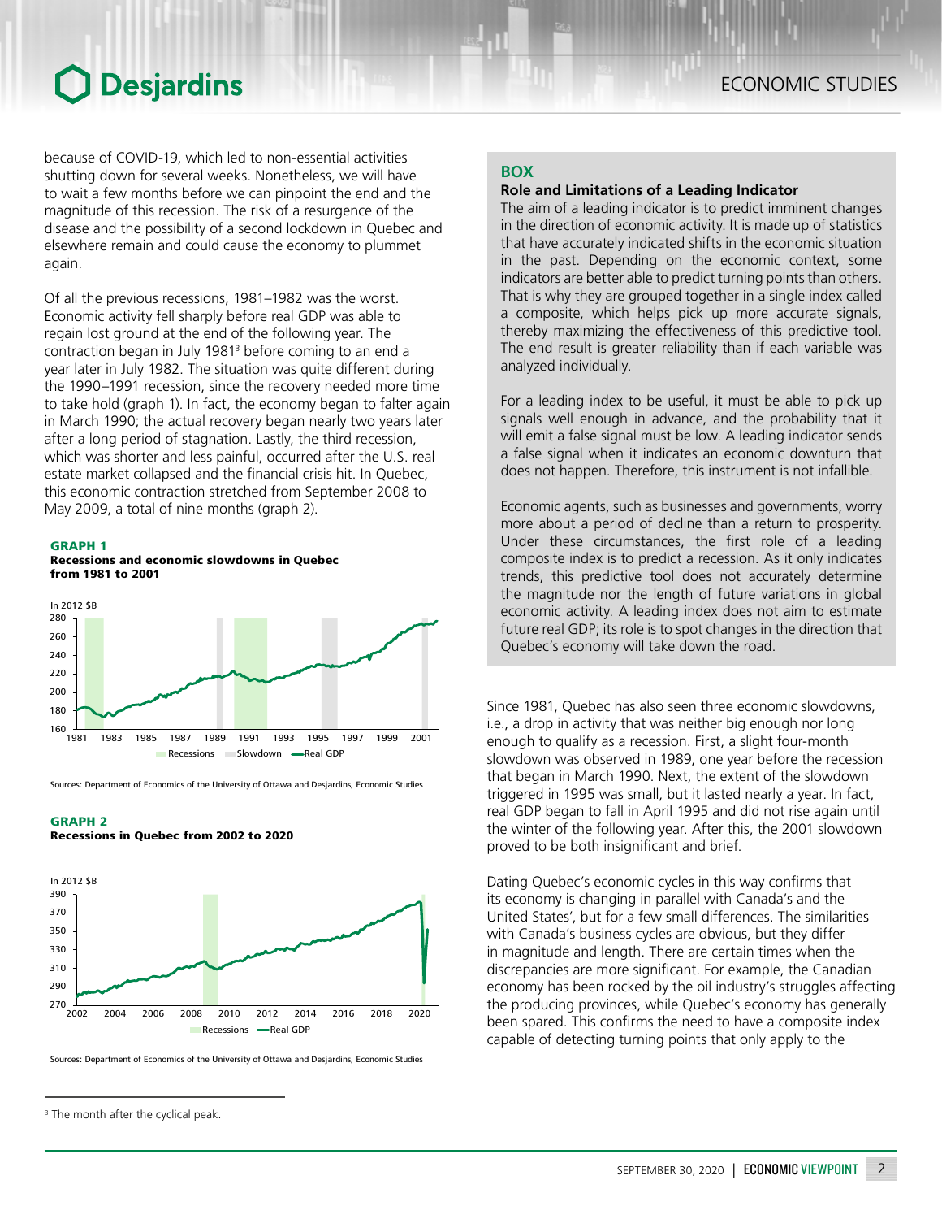because of COVID-19, which led to non-essential activities shutting down for several weeks. Nonetheless, we will have to wait a few months before we can pinpoint the end and the magnitude of this recession. The risk of a resurgence of the disease and the possibility of a second lockdown in Quebec and elsewhere remain and could cause the economy to plummet again.

Of all the previous recessions, 1981–1982 was the worst. Economic activity fell sharply before real GDP was able to regain lost ground at the end of the following year. The contraction began in July 1981[3] before coming to an end a year later in July 1982. The situation was quite different during the 1990–1991 recession, since the recovery needed more time to take hold (graph 1). In fact, the economy began to falter again in March 1990; the actual recovery began nearly two years later after a long period of stagnation. Lastly, the third recession, which was shorter and less painful, occurred after the U.S. real estate market collapsed and the financial crisis hit. In Quebec, this economic contraction stretched from September 2008 to May 2009, a total of nine months (graph 2).

**GRAPH 1**
**Recessions and economic slowdowns in Quebec from 1981 to 2001**

Sources: Department of Economics of the University of Ottawa and Desjardins, Economic Studies

**GRAPH 2**
**Recessions in Quebec from 2002 to 2020**

Sources: Department of Economics of the University of Ottawa and Desjardins, Economic Studies

## BOX

### Role and Limitations of a Leading Indicator

The aim of a leading indicator is to predict imminent changes in the direction of economic activity. It is made up of statistics that have accurately indicated shifts in the economic situation in the past. Depending on the economic context, some indicators are better able to predict turning points than others. That is why they are grouped together in a single index called a composite, which helps pick up more accurate signals, thereby maximizing the effectiveness of this predictive tool. The end result is greater reliability than if each variable was analyzed individually.

For a leading index to be useful, it must be able to pick up signals well enough in advance, and the probability that it will emit a false signal must be low. A leading indicator sends a false signal when it indicates an economic downturn that does not happen. Therefore, this instrument is not infallible.

Economic agents, such as businesses and governments, worry more about a period of decline than a return to prosperity. Under these circumstances, the first role of a leading composite index is to predict a recession. As it only indicates trends, this predictive tool does not accurately determine the magnitude nor the length of future variations in global economic activity. A leading index does not aim to estimate future real GDP; its role is to spot changes in the direction that Quebec's economy will take down the road.

Since 1981, Quebec has also seen three economic slowdowns, i.e., a drop in activity that was neither big enough nor long enough to qualify as a recession. First, a slight four-month slowdown was observed in 1989, one year before the recession that began in March 1990. Next, the extent of the slowdown triggered in 1995 was small, but it lasted nearly a year. In fact, real GDP began to fall in April 1995 and did not rise again until the winter of the following year. After this, the 2001 slowdown proved to be both insignificant and brief.

Dating Quebec's economic cycles in this way confirms that its economy is changing in parallel with Canada's and the United States', but for a few small differences. The similarities with Canada's business cycles are obvious, but they differ in magnitude and length. There are certain times when the discrepancies are more significant. For example, the Canadian economy has been rocked by the oil industry's struggles affecting the producing provinces, while Quebec's economy has generally been spared. This confirms the need to have a composite index capable of detecting turning points that only apply to the

[3] The month after the cyclical peak.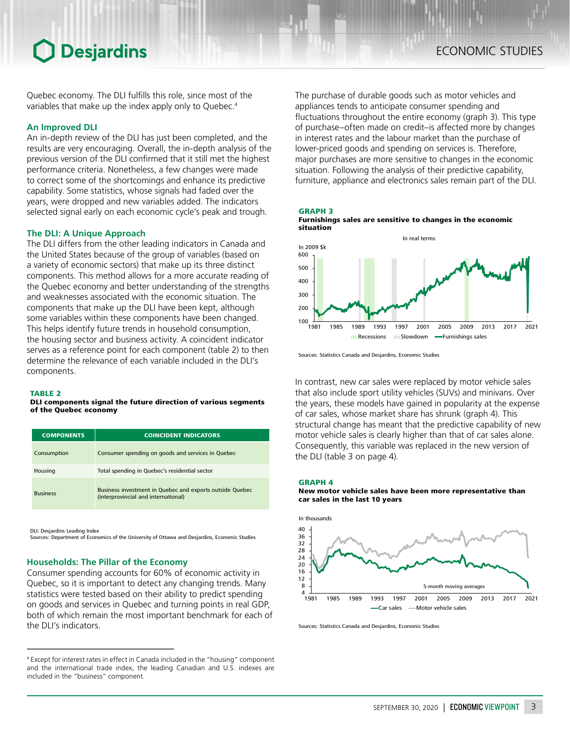Quebec economy. The DLI fulfills this role, since most of the variables that make up the index apply only to Quebec.[4]

### An Improved DLI

An in-depth review of the DLI has just been completed, and the results are very encouraging. Overall, the in-depth analysis of the previous version of the DLI confirmed that it still met the highest performance criteria. Nonetheless, a few changes were made to correct some of the shortcomings and enhance its predictive capability. Some statistics, whose signals had faded over the years, were dropped and new variables added. The indicators selected signal early on each economic cycle's peak and trough.

### The DLI: A Unique Approach

The DLI differs from the other leading indicators in Canada and the United States because of the group of variables (based on a variety of economic sectors) that make up its three distinct components. This method allows for a more accurate reading of the Quebec economy and better understanding of the strengths and weaknesses associated with the economic situation. The components that make up the DLI have been kept, although some variables within these components have been changed. This helps identify future trends in household consumption, the housing sector and business activity. A coincident indicator serves as a reference point for each component (table 2) to then determine the relevance of each variable included in the DLI's components.

**TABLE 2**
**DLI components signal the future direction of various segments of the Quebec economy**

| COMPONENTS | COINCIDENT INDICATORS |
|---|---|
| Consumption | Consumer spending on goods and services in Quebec |
| Housing | Total spending in Quebec's residential sector |
| Business | Business investment in Quebec and exports outside Quebec (interprovincial and international) |

DLI: Desjardins Leading Index
Sources: Department of Economics of the University of Ottawa and Desjardins, Economic Studies

### Households: The Pillar of the Economy

Consumer spending accounts for 60% of economic activity in Quebec, so it is important to detect any changing trends. Many statistics were tested based on their ability to predict spending on goods and services in Quebec and turning points in real GDP, both of which remain the most important benchmark for each of the DLI's indicators.

The purchase of durable goods such as motor vehicles and appliances tends to anticipate consumer spending and fluctuations throughout the entire economy (graph 3). This type of purchase–often made on credit–is affected more by changes in interest rates and the labour market than the purchase of lower-priced goods and spending on services is. Therefore, major purchases are more sensitive to changes in the economic situation. Following the analysis of their predictive capability, furniture, appliance and electronics sales remain part of the DLI.

**GRAPH 3**
**Furnishings sales are sensitive to changes in the economic situation**

Sources: Statistics Canada and Desjardins, Economic Studies

In contrast, new car sales were replaced by motor vehicle sales that also include sport utility vehicles (SUVs) and minivans. Over the years, these models have gained in popularity at the expense of car sales, whose market share has shrunk (graph 4). This structural change has meant that the predictive capability of new motor vehicle sales is clearly higher than that of car sales alone. Consequently, this variable was replaced in the new version of the DLI (table 3 on page 4).

**GRAPH 4**
**New motor vehicle sales have been more representative than car sales in the last 10 years**

Sources: Statistics Canada and Desjardins, Economic Studies

---

[4] Except for interest rates in effect in Canada included in the "housing" component and the international trade index, the leading Canadian and U.S. indexes are included in the "business" component.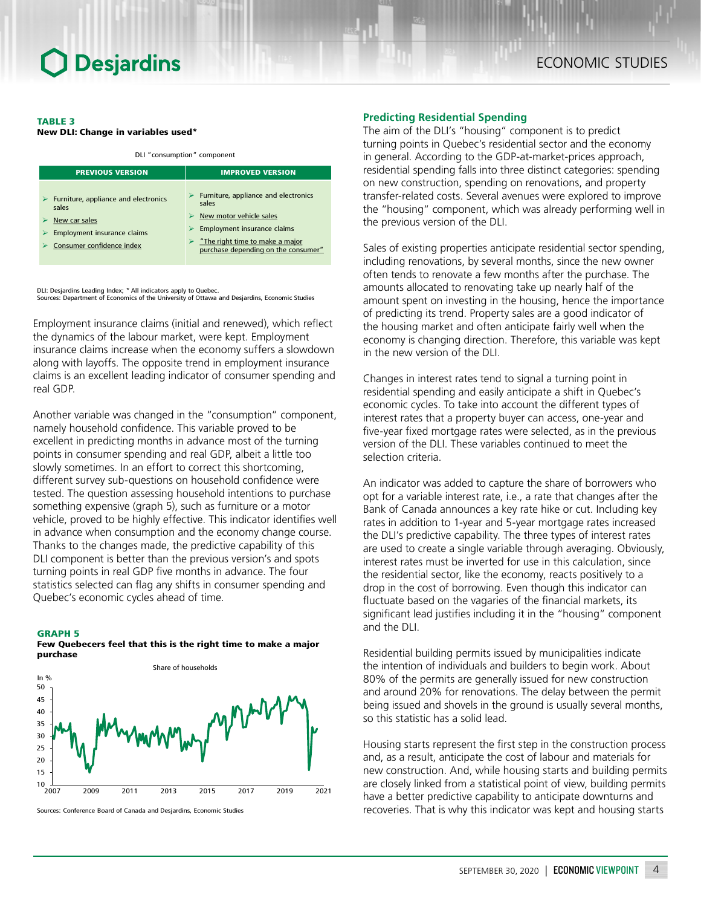**TABLE 3**
**New DLI: Change in variables used***

DLI "consumption" component

| PREVIOUS VERSION | IMPROVED VERSION |
| --- | --- |
| ➢ Furniture, appliance and electronics sales<br>➢ New car sales<br>➢ Employment insurance claims<br>➢ Consumer confidence index | ➢ Furniture, appliance and electronics sales<br>➢ New motor vehicle sales<br>➢ Employment insurance claims<br>➢ "The right time to make a major purchase depending on the consumer" |

DLI: Desjardins Leading Index; * All indicators apply to Quebec.
Sources: Department of Economics of the University of Ottawa and Desjardins, Economic Studies

Employment insurance claims (initial and renewed), which reflect the dynamics of the labour market, were kept. Employment insurance claims increase when the economy suffers a slowdown along with layoffs. The opposite trend in employment insurance claims is an excellent leading indicator of consumer spending and real GDP.

Another variable was changed in the "consumption" component, namely household confidence. This variable proved to be excellent in predicting months in advance most of the turning points in consumer spending and real GDP, albeit a little too slowly sometimes. In an effort to correct this shortcoming, different survey sub-questions on household confidence were tested. The question assessing household intentions to purchase something expensive (graph 5), such as furniture or a motor vehicle, proved to be highly effective. This indicator identifies well in advance when consumption and the economy change course. Thanks to the changes made, the predictive capability of this DLI component is better than the previous version's and spots turning points in real GDP five months in advance. The four statistics selected can flag any shifts in consumer spending and Quebec's economic cycles ahead of time.

**GRAPH 5**
**Few Quebecers feel that this is the right time to make a major purchase**

Sources: Conference Board of Canada and Desjardins, Economic Studies

### Predicting Residential Spending

The aim of the DLI's "housing" component is to predict turning points in Quebec's residential sector and the economy in general. According to the GDP-at-market-prices approach, residential spending falls into three distinct categories: spending on new construction, spending on renovations, and property transfer-related costs. Several avenues were explored to improve the "housing" component, which was already performing well in the previous version of the DLI.

Sales of existing properties anticipate residential sector spending, including renovations, by several months, since the new owner often tends to renovate a few months after the purchase. The amounts allocated to renovating take up nearly half of the amount spent on investing in the housing, hence the importance of predicting its trend. Property sales are a good indicator of the housing market and often anticipate fairly well when the economy is changing direction. Therefore, this variable was kept in the new version of the DLI.

Changes in interest rates tend to signal a turning point in residential spending and easily anticipate a shift in Quebec's economic cycles. To take into account the different types of interest rates that a property buyer can access, one-year and five-year fixed mortgage rates were selected, as in the previous version of the DLI. These variables continued to meet the selection criteria.

An indicator was added to capture the share of borrowers who opt for a variable interest rate, i.e., a rate that changes after the Bank of Canada announces a key rate hike or cut. Including key rates in addition to 1-year and 5-year mortgage rates increased the DLI's predictive capability. The three types of interest rates are used to create a single variable through averaging. Obviously, interest rates must be inverted for use in this calculation, since the residential sector, like the economy, reacts positively to a drop in the cost of borrowing. Even though this indicator can fluctuate based on the vagaries of the financial markets, its significant lead justifies including it in the "housing" component and the DLI.

Residential building permits issued by municipalities indicate the intention of individuals and builders to begin work. About 80% of the permits are generally issued for new construction and around 20% for renovations. The delay between the permit being issued and shovels in the ground is usually several months, so this statistic has a solid lead.

Housing starts represent the first step in the construction process and, as a result, anticipate the cost of labour and materials for new construction. And, while housing starts and building permits are closely linked from a statistical point of view, building permits have a better predictive capability to anticipate downturns and recoveries. That is why this indicator was kept and housing starts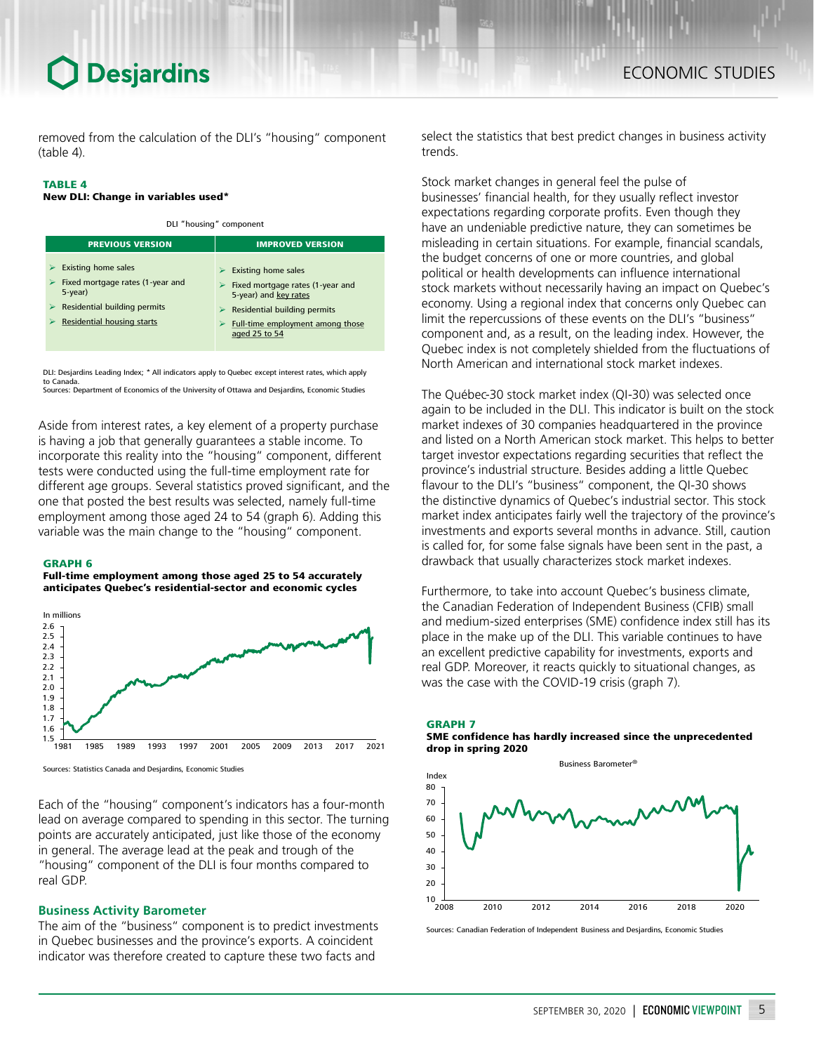removed from the calculation of the DLI's "housing" component (table 4).

**TABLE 4**
**New DLI: Change in variables used***

DLI "housing" component

| PREVIOUS VERSION | IMPROVED VERSION |
|---|---|
| ➢ Existing home sales<br>➢ Fixed mortgage rates (1-year and 5-year)<br>➢ Residential building permits<br>➢ Residential housing starts | ➢ Existing home sales<br>➢ Fixed mortgage rates (1-year and 5-year) and key rates<br>➢ Residential building permits<br>➢ Full-time employment among those aged 25 to 54 |

DLI: Desjardins Leading Index; * All indicators apply to Quebec except interest rates, which apply to Canada.
Sources: Department of Economics of the University of Ottawa and Desjardins, Economic Studies

Aside from interest rates, a key element of a property purchase is having a job that generally guarantees a stable income. To incorporate this reality into the "housing" component, different tests were conducted using the full-time employment rate for different age groups. Several statistics proved significant, and the one that posted the best results was selected, namely full-time employment among those aged 24 to 54 (graph 6). Adding this variable was the main change to the "housing" component.

**GRAPH 6**
**Full-time employment among those aged 25 to 54 accurately anticipates Quebec's residential-sector and economic cycles**

Sources: Statistics Canada and Desjardins, Economic Studies

Each of the "housing" component's indicators has a four-month lead on average compared to spending in this sector. The turning points are accurately anticipated, just like those of the economy in general. The average lead at the peak and trough of the "housing" component of the DLI is four months compared to real GDP.

### Business Activity Barometer

The aim of the "business" component is to predict investments in Quebec businesses and the province's exports. A coincident indicator was therefore created to capture these two facts and select the statistics that best predict changes in business activity trends.

Stock market changes in general feel the pulse of businesses' financial health, for they usually reflect investor expectations regarding corporate profits. Even though they have an undeniable predictive nature, they can sometimes be misleading in certain situations. For example, financial scandals, the budget concerns of one or more countries, and global political or health developments can influence international stock markets without necessarily having an impact on Quebec's economy. Using a regional index that concerns only Quebec can limit the repercussions of these events on the DLI's "business" component and, as a result, on the leading index. However, the Quebec index is not completely shielded from the fluctuations of North American and international stock market indexes.

The Québec-30 stock market index (QI-30) was selected once again to be included in the DLI. This indicator is built on the stock market indexes of 30 companies headquartered in the province and listed on a North American stock market. This helps to better target investor expectations regarding securities that reflect the province's industrial structure. Besides adding a little Quebec flavour to the DLI's "business" component, the QI-30 shows the distinctive dynamics of Quebec's industrial sector. This stock market index anticipates fairly well the trajectory of the province's investments and exports several months in advance. Still, caution is called for, for some false signals have been sent in the past, a drawback that usually characterizes stock market indexes.

Furthermore, to take into account Quebec's business climate, the Canadian Federation of Independent Business (CFIB) small and medium-sized enterprises (SME) confidence index still has its place in the make up of the DLI. This variable continues to have an excellent predictive capability for investments, exports and real GDP. Moreover, it reacts quickly to situational changes, as was the case with the COVID-19 crisis (graph 7).

**GRAPH 7**
**SME confidence has hardly increased since the unprecedented drop in spring 2020**

Sources: Canadian Federation of Independent Business and Desjardins, Economic Studies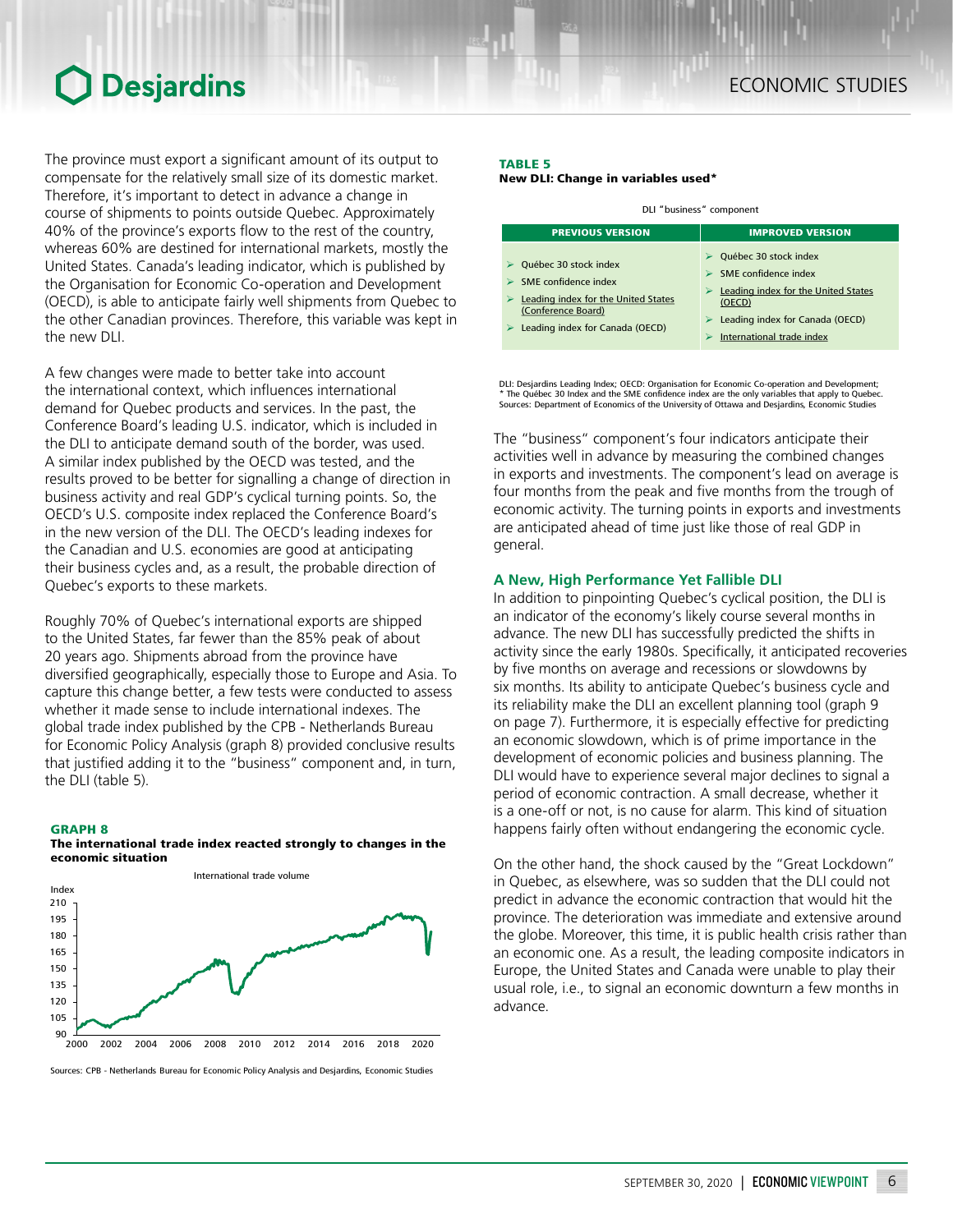The province must export a significant amount of its output to compensate for the relatively small size of its domestic market. Therefore, it's important to detect in advance a change in course of shipments to points outside Quebec. Approximately 40% of the province's exports flow to the rest of the country, whereas 60% are destined for international markets, mostly the United States. Canada's leading indicator, which is published by the Organisation for Economic Co-operation and Development (OECD), is able to anticipate fairly well shipments from Quebec to the other Canadian provinces. Therefore, this variable was kept in the new DLI.

A few changes were made to better take into account the international context, which influences international demand for Quebec products and services. In the past, the Conference Board's leading U.S. indicator, which is included in the DLI to anticipate demand south of the border, was used. A similar index published by the OECD was tested, and the results proved to be better for signalling a change of direction in business activity and real GDP's cyclical turning points. So, the OECD's U.S. composite index replaced the Conference Board's in the new version of the DLI. The OECD's leading indexes for the Canadian and U.S. economies are good at anticipating their business cycles and, as a result, the probable direction of Quebec's exports to these markets.

Roughly 70% of Quebec's international exports are shipped to the United States, far fewer than the 85% peak of about 20 years ago. Shipments abroad from the province have diversified geographically, especially those to Europe and Asia. To capture this change better, a few tests were conducted to assess whether it made sense to include international indexes. The global trade index published by the CPB - Netherlands Bureau for Economic Policy Analysis (graph 8) provided conclusive results that justified adding it to the "business" component and, in turn, the DLI (table 5).

**GRAPH 8**
**The international trade index reacted strongly to changes in the economic situation**

International trade volume

Sources: CPB - Netherlands Bureau for Economic Policy Analysis and Desjardins, Economic Studies

**TABLE 5**
**New DLI: Change in variables used***

DLI "business" component

| PREVIOUS VERSION | IMPROVED VERSION |
|---|---|
| ➢ Québec 30 stock index<br>➢ SME confidence index<br>➢ Leading index for the United States (Conference Board)<br>➢ Leading index for Canada (OECD) | ➢ Québec 30 stock index<br>➢ SME confidence index<br>➢ Leading index for the United States (OECD)<br>➢ Leading index for Canada (OECD)<br>➢ International trade index |

DLI: Desjardins Leading Index; OECD: Organisation for Economic Co-operation and Development;
* The Québec 30 Index and the SME confidence index are the only variables that apply to Quebec.
Sources: Department of Economics of the University of Ottawa and Desjardins, Economic Studies

The "business" component's four indicators anticipate their activities well in advance by measuring the combined changes in exports and investments. The component's lead on average is four months from the peak and five months from the trough of economic activity. The turning points in exports and investments are anticipated ahead of time just like those of real GDP in general.

### A New, High Performance Yet Fallible DLI

In addition to pinpointing Quebec's cyclical position, the DLI is an indicator of the economy's likely course several months in advance. The new DLI has successfully predicted the shifts in activity since the early 1980s. Specifically, it anticipated recoveries by five months on average and recessions or slowdowns by six months. Its ability to anticipate Quebec's business cycle and its reliability make the DLI an excellent planning tool (graph 9 on page 7). Furthermore, it is especially effective for predicting an economic slowdown, which is of prime importance in the development of economic policies and business planning. The DLI would have to experience several major declines to signal a period of economic contraction. A small decrease, whether it is a one-off or not, is no cause for alarm. This kind of situation happens fairly often without endangering the economic cycle.

On the other hand, the shock caused by the "Great Lockdown" in Quebec, as elsewhere, was so sudden that the DLI could not predict in advance the economic contraction that would hit the province. The deterioration was immediate and extensive around the globe. Moreover, this time, it is public health crisis rather than an economic one. As a result, the leading composite indicators in Europe, the United States and Canada were unable to play their usual role, i.e., to signal an economic downturn a few months in advance.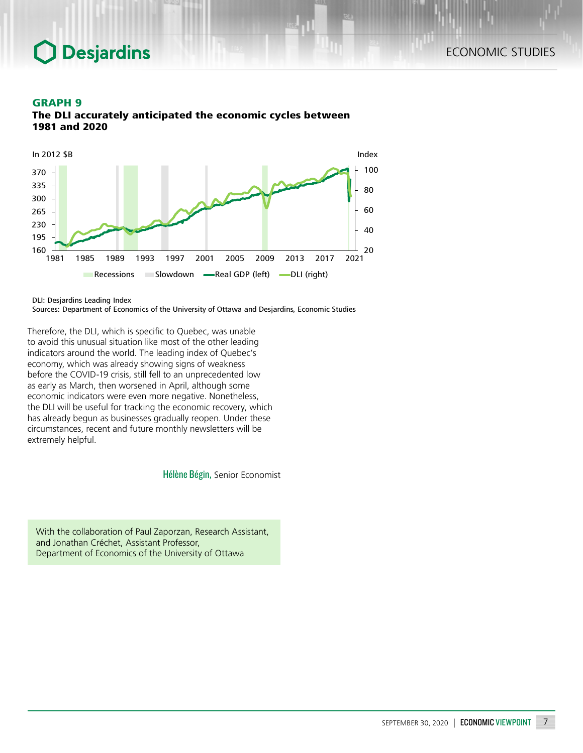### GRAPH 9
**The DLI accurately anticipated the economic cycles between 1981 and 2020**

In 2012 $B

Index

370
335
300
265
230
195
160

100
80
60
40
20

1981 1985 1989 1993 1997 2001 2005 2009 2013 2017 2021

Recessions Slowdown Real GDP (left) DLI (right)

DLI: Desjardins Leading Index
Sources: Department of Economics of the University of Ottawa and Desjardins, Economic Studies

Therefore, the DLI, which is specific to Quebec, was unable to avoid this unusual situation like most of the other leading indicators around the world. The leading index of Quebec's economy, which was already showing signs of weakness before the COVID-19 crisis, still fell to an unprecedented low as early as March, then worsened in April, although some economic indicators were even more negative. Nonetheless, the DLI will be useful for tracking the economic recovery, which has already begun as businesses gradually reopen. Under these circumstances, recent and future monthly newsletters will be extremely helpful.

Hélène Bégin, Senior Economist

With the collaboration of Paul Zaporzan, Research Assistant, and Jonathan Créchet, Assistant Professor, Department of Economics of the University of Ottawa